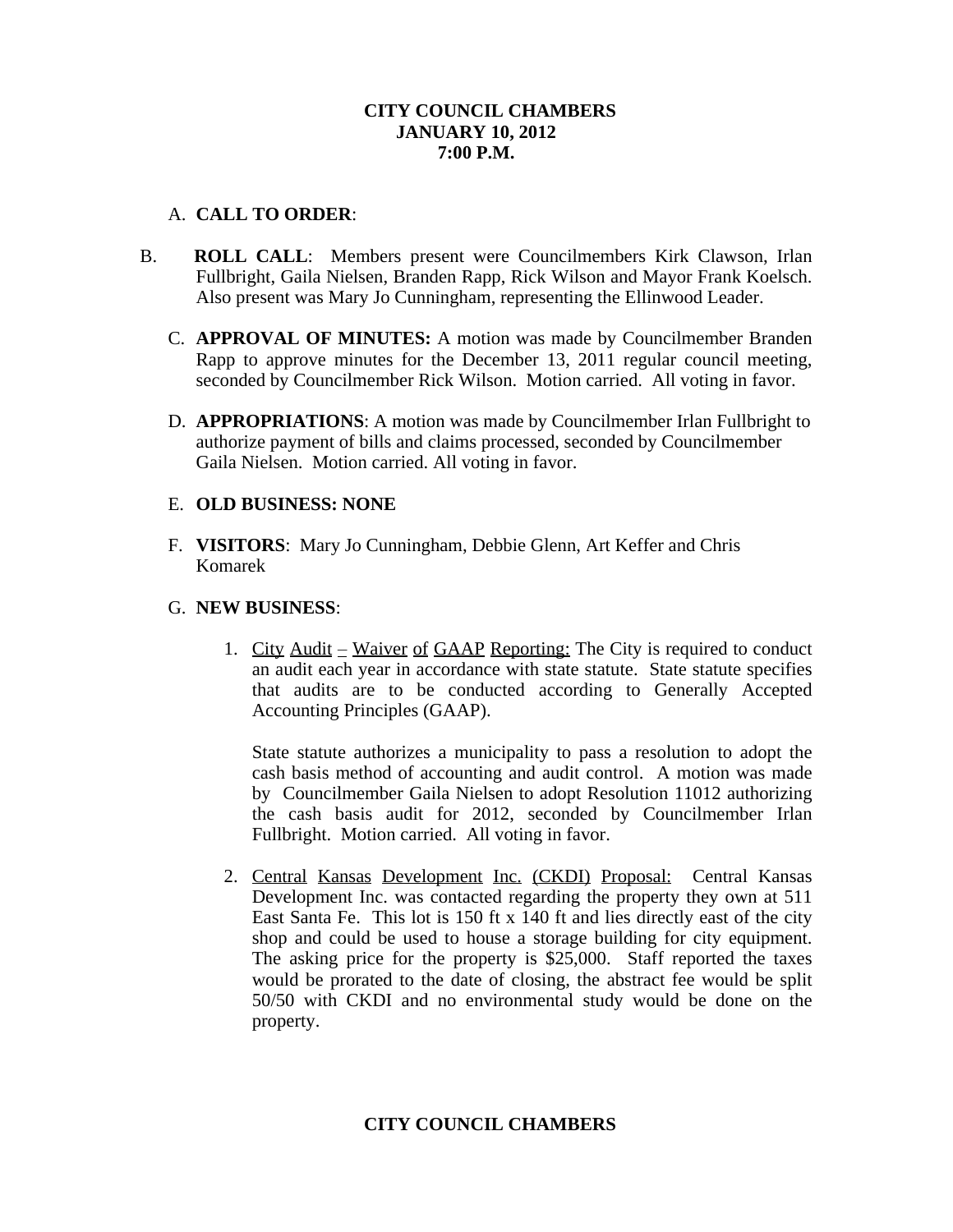**CITY COUNCIL CHAMBERS**
**JANUARY 10, 2012**
**7:00 P.M.**

A. **CALL TO ORDER**:

B. **ROLL CALL**: Members present were Councilmembers Kirk Clawson, Irlan Fullbright, Gaila Nielsen, Branden Rapp, Rick Wilson and Mayor Frank Koelsch. Also present was Mary Jo Cunningham, representing the Ellinwood Leader.

C. **APPROVAL OF MINUTES:** A motion was made by Councilmember Branden Rapp to approve minutes for the December 13, 2011 regular council meeting, seconded by Councilmember Rick Wilson. Motion carried. All voting in favor.

D. **APPROPRIATIONS**: A motion was made by Councilmember Irlan Fullbright to authorize payment of bills and claims processed, seconded by Councilmember Gaila Nielsen. Motion carried. All voting in favor.

E. **OLD BUSINESS: NONE**

F. **VISITORS**: Mary Jo Cunningham, Debbie Glenn, Art Keffer and Chris Komarek

G. **NEW BUSINESS**:

1. City Audit – Waiver of GAAP Reporting: The City is required to conduct an audit each year in accordance with state statute. State statute specifies that audits are to be conducted according to Generally Accepted Accounting Principles (GAAP).

   State statute authorizes a municipality to pass a resolution to adopt the cash basis method of accounting and audit control. A motion was made by Councilmember Gaila Nielsen to adopt Resolution 11012 authorizing the cash basis audit for 2012, seconded by Councilmember Irlan Fullbright. Motion carried. All voting in favor.

2. Central Kansas Development Inc. (CKDI) Proposal: Central Kansas Development Inc. was contacted regarding the property they own at 511 East Santa Fe. This lot is 150 ft x 140 ft and lies directly east of the city shop and could be used to house a storage building for city equipment. The asking price for the property is $25,000. Staff reported the taxes would be prorated to the date of closing, the abstract fee would be split 50/50 with CKDI and no environmental study would be done on the property.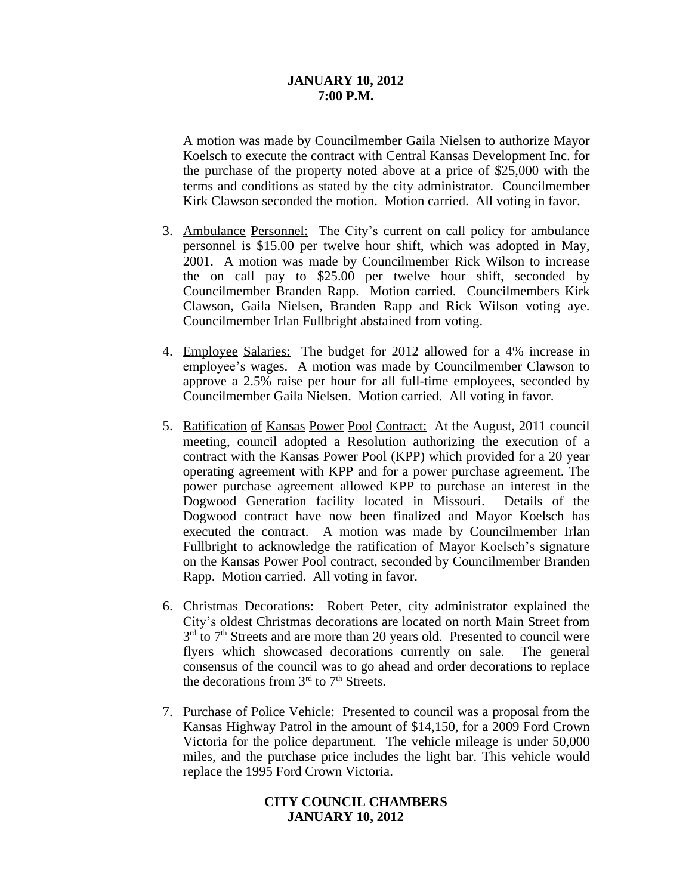**JANUARY 10, 2012**
**7:00 P.M.**

A motion was made by Councilmember Gaila Nielsen to authorize Mayor Koelsch to execute the contract with Central Kansas Development Inc. for the purchase of the property noted above at a price of $25,000 with the terms and conditions as stated by the city administrator. Councilmember Kirk Clawson seconded the motion. Motion carried. All voting in favor.

3. Ambulance Personnel: The City's current on call policy for ambulance personnel is $15.00 per twelve hour shift, which was adopted in May, 2001. A motion was made by Councilmember Rick Wilson to increase the on call pay to $25.00 per twelve hour shift, seconded by Councilmember Branden Rapp. Motion carried. Councilmembers Kirk Clawson, Gaila Nielsen, Branden Rapp and Rick Wilson voting aye. Councilmember Irlan Fullbright abstained from voting.

4. Employee Salaries: The budget for 2012 allowed for a 4% increase in employee's wages. A motion was made by Councilmember Clawson to approve a 2.5% raise per hour for all full-time employees, seconded by Councilmember Gaila Nielsen. Motion carried. All voting in favor.

5. Ratification of Kansas Power Pool Contract: At the August, 2011 council meeting, council adopted a Resolution authorizing the execution of a contract with the Kansas Power Pool (KPP) which provided for a 20 year operating agreement with KPP and for a power purchase agreement. The power purchase agreement allowed KPP to purchase an interest in the Dogwood Generation facility located in Missouri. Details of the Dogwood contract have now been finalized and Mayor Koelsch has executed the contract. A motion was made by Councilmember Irlan Fullbright to acknowledge the ratification of Mayor Koelsch's signature on the Kansas Power Pool contract, seconded by Councilmember Branden Rapp. Motion carried. All voting in favor.

6. Christmas Decorations: Robert Peter, city administrator explained the City's oldest Christmas decorations are located on north Main Street from 3rd to 7th Streets and are more than 20 years old. Presented to council were flyers which showcased decorations currently on sale. The general consensus of the council was to go ahead and order decorations to replace the decorations from 3rd to 7th Streets.

7. Purchase of Police Vehicle: Presented to council was a proposal from the Kansas Highway Patrol in the amount of $14,150, for a 2009 Ford Crown Victoria for the police department. The vehicle mileage is under 50,000 miles, and the purchase price includes the light bar. This vehicle would replace the 1995 Ford Crown Victoria.

**CITY COUNCIL CHAMBERS**
**JANUARY 10, 2012**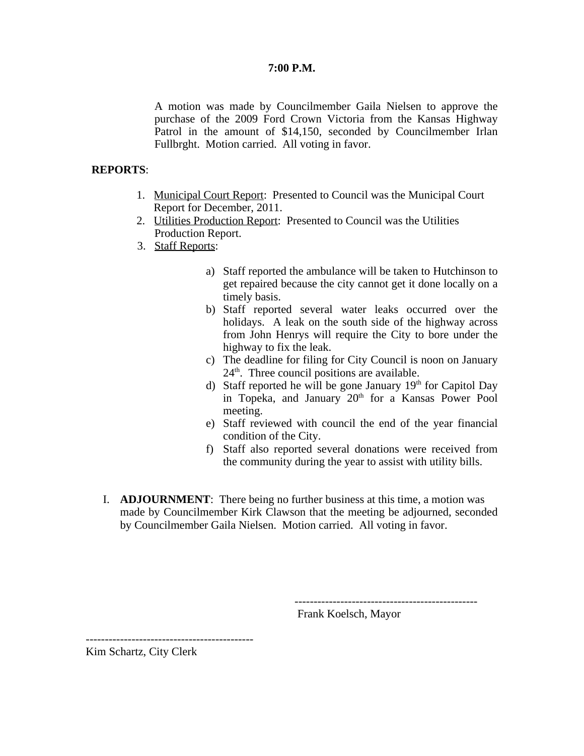**7:00 P.M.**

A motion was made by Councilmember Gaila Nielsen to approve the purchase of the 2009 Ford Crown Victoria from the Kansas Highway Patrol in the amount of $14,150, seconded by Councilmember Irlan Fullbrght. Motion carried. All voting in favor.

**REPORTS**:

1. Municipal Court Report: Presented to Council was the Municipal Court Report for December, 2011.
2. Utilities Production Report: Presented to Council was the Utilities Production Report.
3. Staff Reports:

   a) Staff reported the ambulance will be taken to Hutchinson to get repaired because the city cannot get it done locally on a timely basis.
   b) Staff reported several water leaks occurred over the holidays. A leak on the south side of the highway across from John Henrys will require the City to bore under the highway to fix the leak.
   c) The deadline for filing for City Council is noon on January 24th. Three council positions are available.
   d) Staff reported he will be gone January 19th for Capitol Day in Topeka, and January 20th for a Kansas Power Pool meeting.
   e) Staff reviewed with council the end of the year financial condition of the City.
   f) Staff also reported several donations were received from the community during the year to assist with utility bills.

I. **ADJOURNMENT**: There being no further business at this time, a motion was made by Councilmember Kirk Clawson that the meeting be adjourned, seconded by Councilmember Gaila Nielsen. Motion carried. All voting in favor.

-----------------------------------------------
Frank Koelsch, Mayor

--------------------------------------------
Kim Schartz, City Clerk